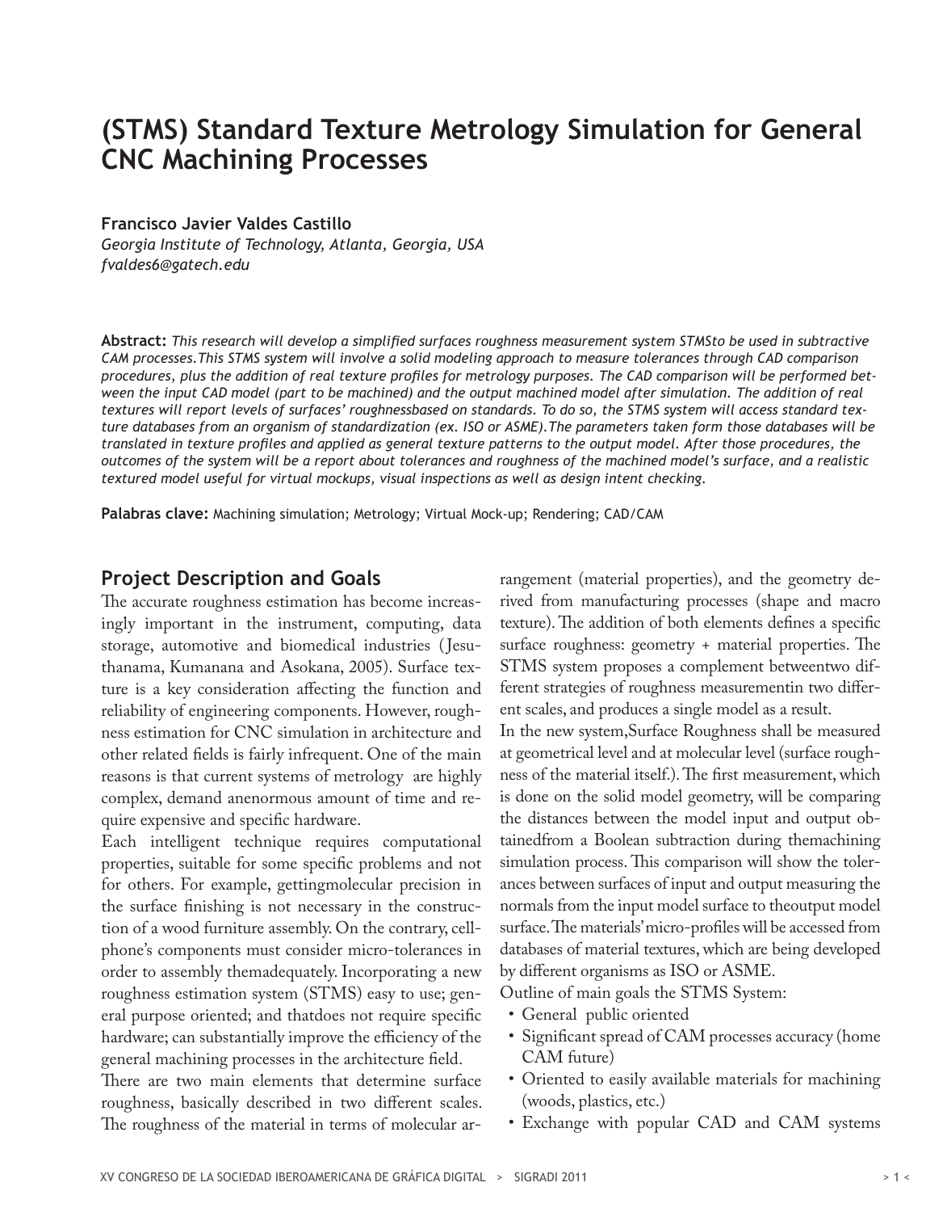# (STMS) Standard Texture Metrology Simulation for General CNC Machining Processes

**Francisco Javier Valdes Castillo**
*Georgia Institute of Technology, Atlanta, Georgia, USA*
*fvaldes6@gatech.edu*

**Abstract:** *This research will develop a simplified surfaces roughness measurement system STMSto be used in subtractive CAM processes.This STMS system will involve a solid modeling approach to measure tolerances through CAD comparison procedures, plus the addition of real texture profiles for metrology purposes. The CAD comparison will be performed between the input CAD model (part to be machined) and the output machined model after simulation. The addition of real textures will report levels of surfaces' roughnessbased on standards. To do so, the STMS system will access standard texture databases from an organism of standardization (ex. ISO or ASME).The parameters taken form those databases will be translated in texture profiles and applied as general texture patterns to the output model. After those procedures, the outcomes of the system will be a report about tolerances and roughness of the machined model's surface, and a realistic textured model useful for virtual mockups, visual inspections as well as design intent checking.*

**Palabras clave:** Machining simulation; Metrology; Virtual Mock-up; Rendering; CAD/CAM

## Project Description and Goals

The accurate roughness estimation has become increasingly important in the instrument, computing, data storage, automotive and biomedical industries (Jesuthanama, Kumanana and Asokana, 2005). Surface texture is a key consideration affecting the function and reliability of engineering components. However, roughness estimation for CNC simulation in architecture and other related fields is fairly infrequent. One of the main reasons is that current systems of metrology are highly complex, demand anenormous amount of time and require expensive and specific hardware.

Each intelligent technique requires computational properties, suitable for some specific problems and not for others. For example, gettingmolecular precision in the surface finishing is not necessary in the construction of a wood furniture assembly. On the contrary, cellphone's components must consider micro-tolerances in order to assembly themadequately. Incorporating a new roughness estimation system (STMS) easy to use; general purpose oriented; and thatdoes not require specific hardware; can substantially improve the efficiency of the general machining processes in the architecture field.

There are two main elements that determine surface roughness, basically described in two different scales. The roughness of the material in terms of molecular arrangement (material properties), and the geometry derived from manufacturing processes (shape and macro texture). The addition of both elements defines a specific surface roughness: geometry + material properties. The STMS system proposes a complement betweentwo different strategies of roughness measurementin two different scales, and produces a single model as a result.

In the new system,Surface Roughness shall be measured at geometrical level and at molecular level (surface roughness of the material itself.). The first measurement, which is done on the solid model geometry, will be comparing the distances between the model input and output obtainedfrom a Boolean subtraction during themachining simulation process. This comparison will show the tolerances between surfaces of input and output measuring the normals from the input model surface to theoutput model surface.The materials' micro-profiles will be accessed from databases of material textures, which are being developed by different organisms as ISO or ASME.

Outline of main goals the STMS System:

- General public oriented
- Significant spread of CAM processes accuracy (home CAM future)
- Oriented to easily available materials for machining (woods, plastics, etc.)
- Exchange with popular CAD and CAM systems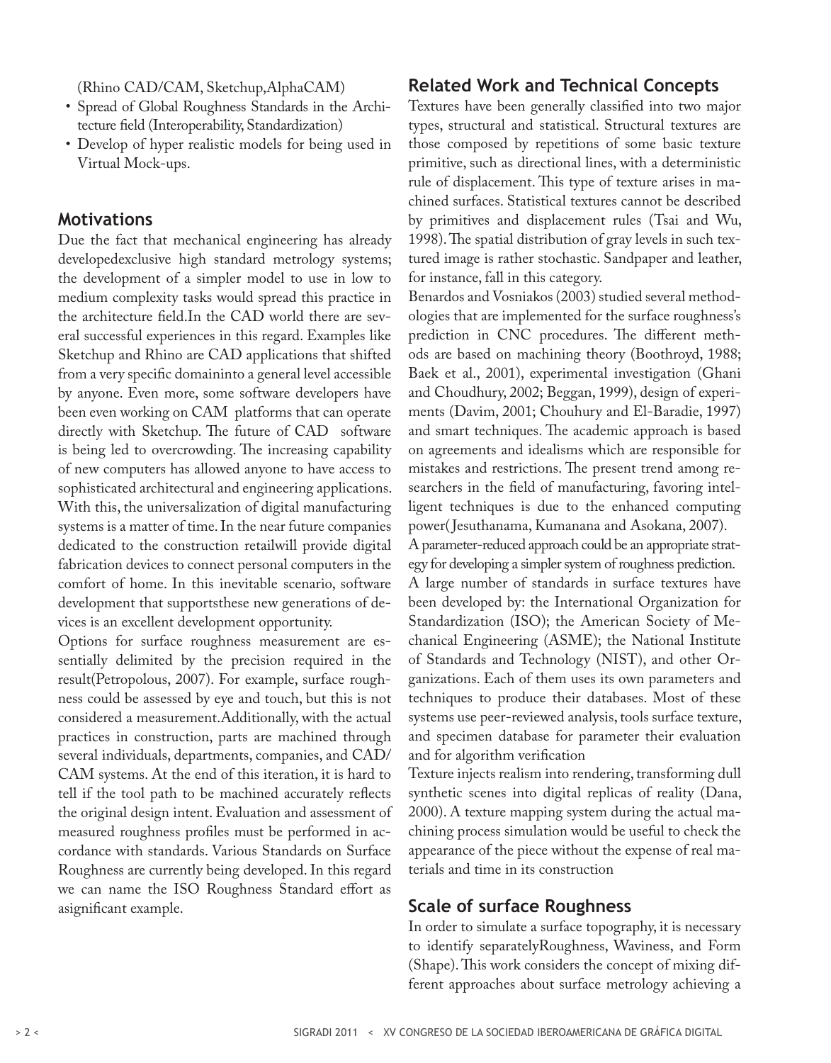(Rhino CAD/CAM, Sketchup,AlphaCAM)

- Spread of Global Roughness Standards in the Architecture field (Interoperability, Standardization)
- Develop of hyper realistic models for being used in Virtual Mock-ups.

## Motivations

Due the fact that mechanical engineering has already developedexclusive high standard metrology systems; the development of a simpler model to use in low to medium complexity tasks would spread this practice in the architecture field.In the CAD world there are several successful experiences in this regard. Examples like Sketchup and Rhino are CAD applications that shifted from a very specific domaininto a general level accessible by anyone. Even more, some software developers have been even working on CAM platforms that can operate directly with Sketchup. The future of CAD software is being led to overcrowding. The increasing capability of new computers has allowed anyone to have access to sophisticated architectural and engineering applications. With this, the universalization of digital manufacturing systems is a matter of time. In the near future companies dedicated to the construction retailwill provide digital fabrication devices to connect personal computers in the comfort of home. In this inevitable scenario, software development that supportsthese new generations of devices is an excellent development opportunity.

Options for surface roughness measurement are essentially delimited by the precision required in the result(Petropolous, 2007). For example, surface roughness could be assessed by eye and touch, but this is not considered a measurement.Additionally, with the actual practices in construction, parts are machined through several individuals, departments, companies, and CAD/CAM systems. At the end of this iteration, it is hard to tell if the tool path to be machined accurately reflects the original design intent. Evaluation and assessment of measured roughness profiles must be performed in accordance with standards. Various Standards on Surface Roughness are currently being developed. In this regard we can name the ISO Roughness Standard effort as asignificant example.

## Related Work and Technical Concepts

Textures have been generally classified into two major types, structural and statistical. Structural textures are those composed by repetitions of some basic texture primitive, such as directional lines, with a deterministic rule of displacement. This type of texture arises in machined surfaces. Statistical textures cannot be described by primitives and displacement rules (Tsai and Wu, 1998). The spatial distribution of gray levels in such textured image is rather stochastic. Sandpaper and leather, for instance, fall in this category.

Benardos and Vosniakos (2003) studied several methodologies that are implemented for the surface roughness's prediction in CNC procedures. The different methods are based on machining theory (Boothroyd, 1988; Baek et al., 2001), experimental investigation (Ghani and Choudhury, 2002; Beggan, 1999), design of experiments (Davim, 2001; Chouhury and El-Baradie, 1997) and smart techniques. The academic approach is based on agreements and idealisms which are responsible for mistakes and restrictions. The present trend among researchers in the field of manufacturing, favoring intelligent techniques is due to the enhanced computing power( Jesuthanama, Kumanana and Asokana, 2007).

A parameter-reduced approach could be an appropriate strategy for developing a simpler system of roughness prediction.

A large number of standards in surface textures have been developed by: the International Organization for Standardization (ISO); the American Society of Mechanical Engineering (ASME); the National Institute of Standards and Technology (NIST), and other Organizations. Each of them uses its own parameters and techniques to produce their databases. Most of these systems use peer-reviewed analysis, tools surface texture, and specimen database for parameter their evaluation and for algorithm verification

Texture injects realism into rendering, transforming dull synthetic scenes into digital replicas of reality (Dana, 2000). A texture mapping system during the actual machining process simulation would be useful to check the appearance of the piece without the expense of real materials and time in its construction

## Scale of surface Roughness

In order to simulate a surface topography, it is necessary to identify separatelyRoughness, Waviness, and Form (Shape). This work considers the concept of mixing different approaches about surface metrology achieving a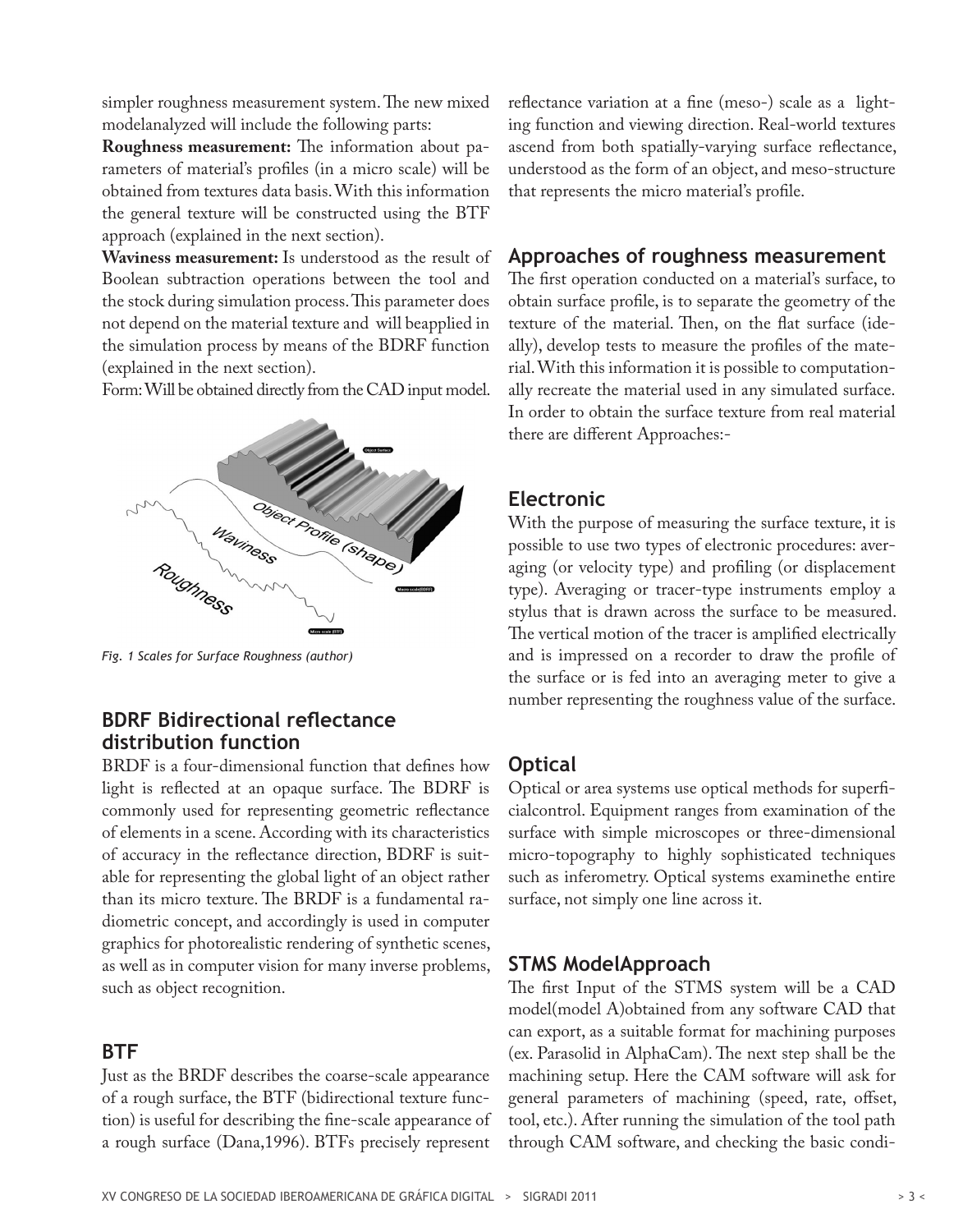simpler roughness measurement system. The new mixed modelanalyzed will include the following parts:

**Roughness measurement:** The information about parameters of material's profiles (in a micro scale) will be obtained from textures data basis. With this information the general texture will be constructed using the BTF approach (explained in the next section).

**Waviness measurement:** Is understood as the result of Boolean subtraction operations between the tool and the stock during simulation process. This parameter does not depend on the material texture and will beapplied in the simulation process by means of the BDRF function (explained in the next section).

Form: Will be obtained directly from the CAD input model.

*Fig. 1 Scales for Surface Roughness (author)*

## BDRF Bidirectional reflectance distribution function

BRDF is a four-dimensional function that defines how light is reflected at an opaque surface. The BDRF is commonly used for representing geometric reflectance of elements in a scene. According with its characteristics of accuracy in the reflectance direction, BDRF is suitable for representing the global light of an object rather than its micro texture. The BRDF is a fundamental radiometric concept, and accordingly is used in computer graphics for photorealistic rendering of synthetic scenes, as well as in computer vision for many inverse problems, such as object recognition.

## BTF

Just as the BRDF describes the coarse-scale appearance of a rough surface, the BTF (bidirectional texture function) is useful for describing the fine-scale appearance of a rough surface (Dana,1996). BTFs precisely represent reflectance variation at a fine (meso-) scale as a lighting function and viewing direction. Real-world textures ascend from both spatially-varying surface reflectance, understood as the form of an object, and meso-structure that represents the micro material's profile.

## Approaches of roughness measurement

The first operation conducted on a material's surface, to obtain surface profile, is to separate the geometry of the texture of the material. Then, on the flat surface (ideally), develop tests to measure the profiles of the material. With this information it is possible to computationally recreate the material used in any simulated surface. In order to obtain the surface texture from real material there are different Approaches:-

## Electronic

With the purpose of measuring the surface texture, it is possible to use two types of electronic procedures: averaging (or velocity type) and profiling (or displacement type). Averaging or tracer-type instruments employ a stylus that is drawn across the surface to be measured. The vertical motion of the tracer is amplified electrically and is impressed on a recorder to draw the profile of the surface or is fed into an averaging meter to give a number representing the roughness value of the surface.

## Optical

Optical or area systems use optical methods for superficialcontrol. Equipment ranges from examination of the surface with simple microscopes or three-dimensional micro-topography to highly sophisticated techniques such as inferometry. Optical systems examinethe entire surface, not simply one line across it.

## STMS ModelApproach

The first Input of the STMS system will be a CAD model(model A)obtained from any software CAD that can export, as a suitable format for machining purposes (ex. Parasolid in AlphaCam). The next step shall be the machining setup. Here the CAM software will ask for general parameters of machining (speed, rate, offset, tool, etc.). After running the simulation of the tool path through CAM software, and checking the basic condi-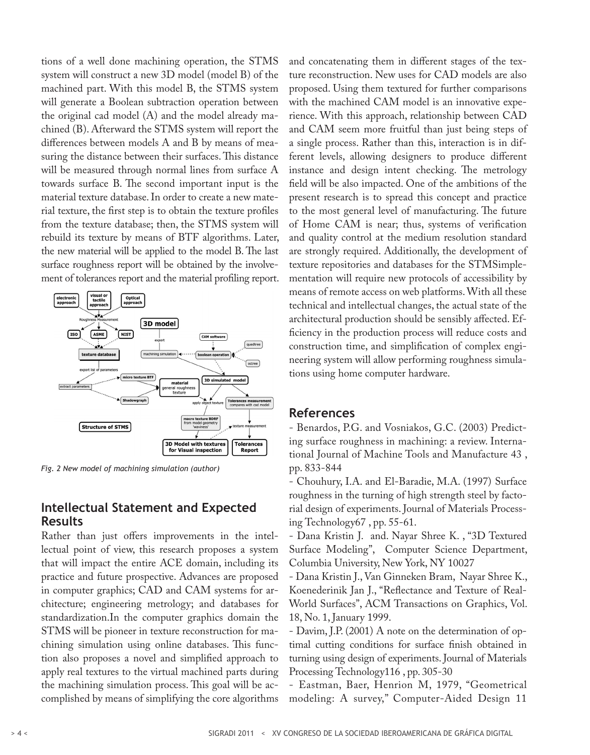tions of a well done machining operation, the STMS system will construct a new 3D model (model B) of the machined part. With this model B, the STMS system will generate a Boolean subtraction operation between the original cad model (A) and the model already machined (B). Afterward the STMS system will report the differences between models A and B by means of measuring the distance between their surfaces. This distance will be measured through normal lines from surface A towards surface B. The second important input is the material texture database. In order to create a new material texture, the first step is to obtain the texture profiles from the texture database; then, the STMS system will rebuild its texture by means of BTF algorithms. Later, the new material will be applied to the model B. The last surface roughness report will be obtained by the involvement of tolerances report and the material profiling report.

*Fig. 2 New model of machining simulation (author)*

## Intellectual Statement and Expected Results

Rather than just offers improvements in the intellectual point of view, this research proposes a system that will impact the entire ACE domain, including its practice and future prospective. Advances are proposed in computer graphics; CAD and CAM systems for architecture; engineering metrology; and databases for standardization.In the computer graphics domain the STMS will be pioneer in texture reconstruction for machining simulation using online databases. This function also proposes a novel and simplified approach to apply real textures to the virtual machined parts during the machining simulation process. This goal will be accomplished by means of simplifying the core algorithms and concatenating them in different stages of the texture reconstruction. New uses for CAD models are also proposed. Using them textured for further comparisons with the machined CAM model is an innovative experience. With this approach, relationship between CAD and CAM seem more fruitful than just being steps of a single process. Rather than this, interaction is in different levels, allowing designers to produce different instance and design intent checking. The metrology field will be also impacted. One of the ambitions of the present research is to spread this concept and practice to the most general level of manufacturing. The future of Home CAM is near; thus, systems of verification and quality control at the medium resolution standard are strongly required. Additionally, the development of texture repositories and databases for the STMSimplementation will require new protocols of accessibility by means of remote access on web platforms. With all these technical and intellectual changes, the actual state of the architectural production should be sensibly affected. Efficiency in the production process will reduce costs and construction time, and simplification of complex engineering system will allow performing roughness simulations using home computer hardware.

## References

- Benardos, P.G. and Vosniakos, G.C. (2003) Predicting surface roughness in machining: a review. International Journal of Machine Tools and Manufacture 43 , pp. 833-844
- Chouhury, I.A. and El-Baradie, M.A. (1997) Surface roughness in the turning of high strength steel by factorial design of experiments. Journal of Materials Processing Technology67 , pp. 55-61.
- Dana Kristin J. and. Nayar Shree K. , "3D Textured Surface Modeling", Computer Science Department, Columbia University, New York, NY 10027
- Dana Kristin J., Van Ginneken Bram, Nayar Shree K., Koenederinik Jan J., "Reflectance and Texture of Real-World Surfaces", ACM Transactions on Graphics, Vol. 18, No. 1, January 1999.
- Davim, J.P. (2001) A note on the determination of optimal cutting conditions for surface finish obtained in turning using design of experiments. Journal of Materials Processing Technology116 , pp. 305-30
- Eastman, Baer, Henrion M, 1979, "Geometrical modeling: A survey," Computer-Aided Design 11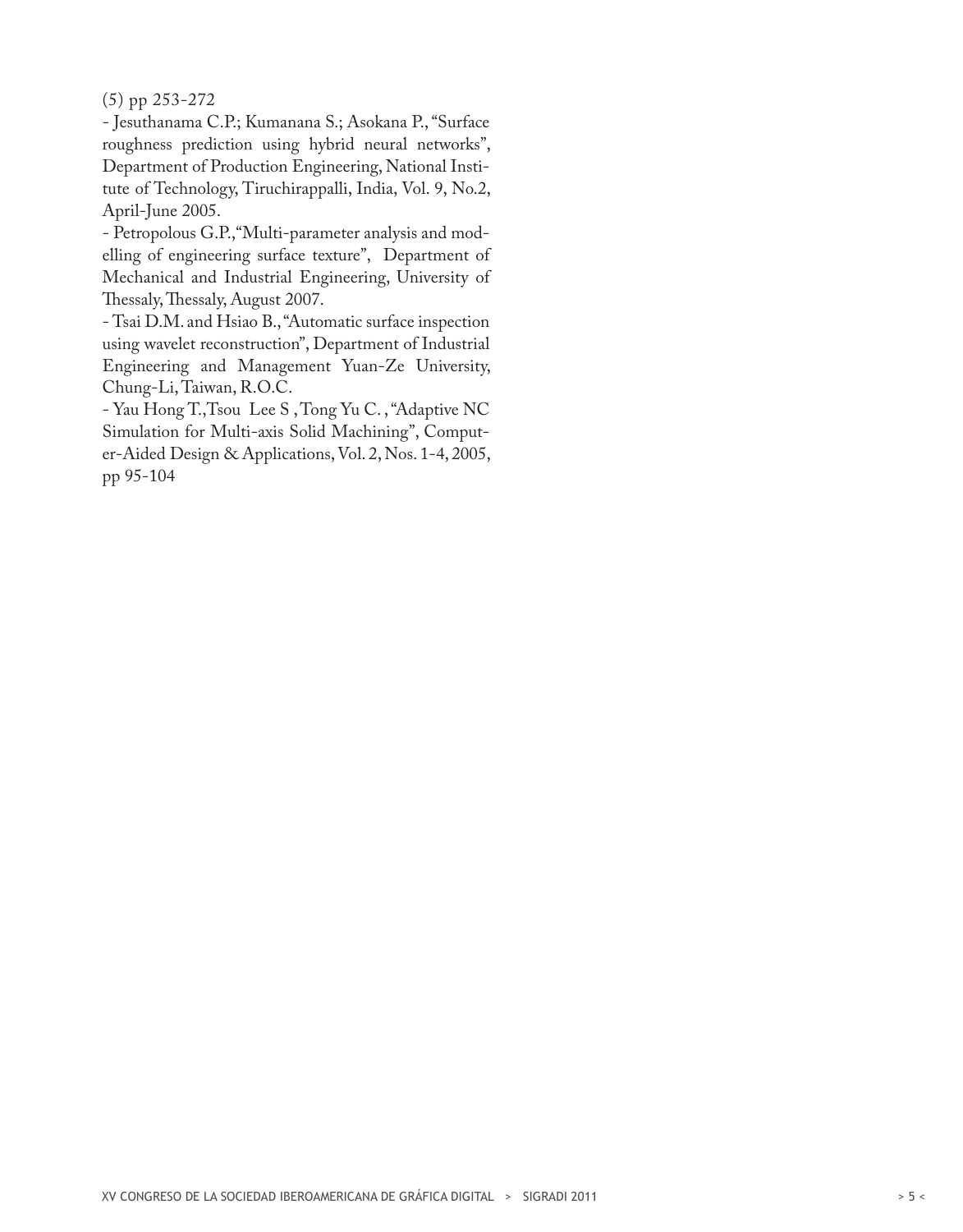(5) pp 253-272

- Jesuthanama C.P.; Kumanana S.; Asokana P., "Surface roughness prediction using hybrid neural networks", Department of Production Engineering, National Institute of Technology, Tiruchirappalli, India, Vol. 9, No.2, April-June 2005.
- Petropolous G.P., "Multi-parameter analysis and modelling of engineering surface texture", Department of Mechanical and Industrial Engineering, University of Thessaly, Thessaly, August 2007.
- Tsai D.M. and Hsiao B., "Automatic surface inspection using wavelet reconstruction", Department of Industrial Engineering and Management Yuan-Ze University, Chung-Li, Taiwan, R.O.C.
- Yau Hong T., Tsou Lee S , Tong Yu C. , "Adaptive NC Simulation for Multi-axis Solid Machining", Computer-Aided Design & Applications, Vol. 2, Nos. 1-4, 2005, pp 95-104